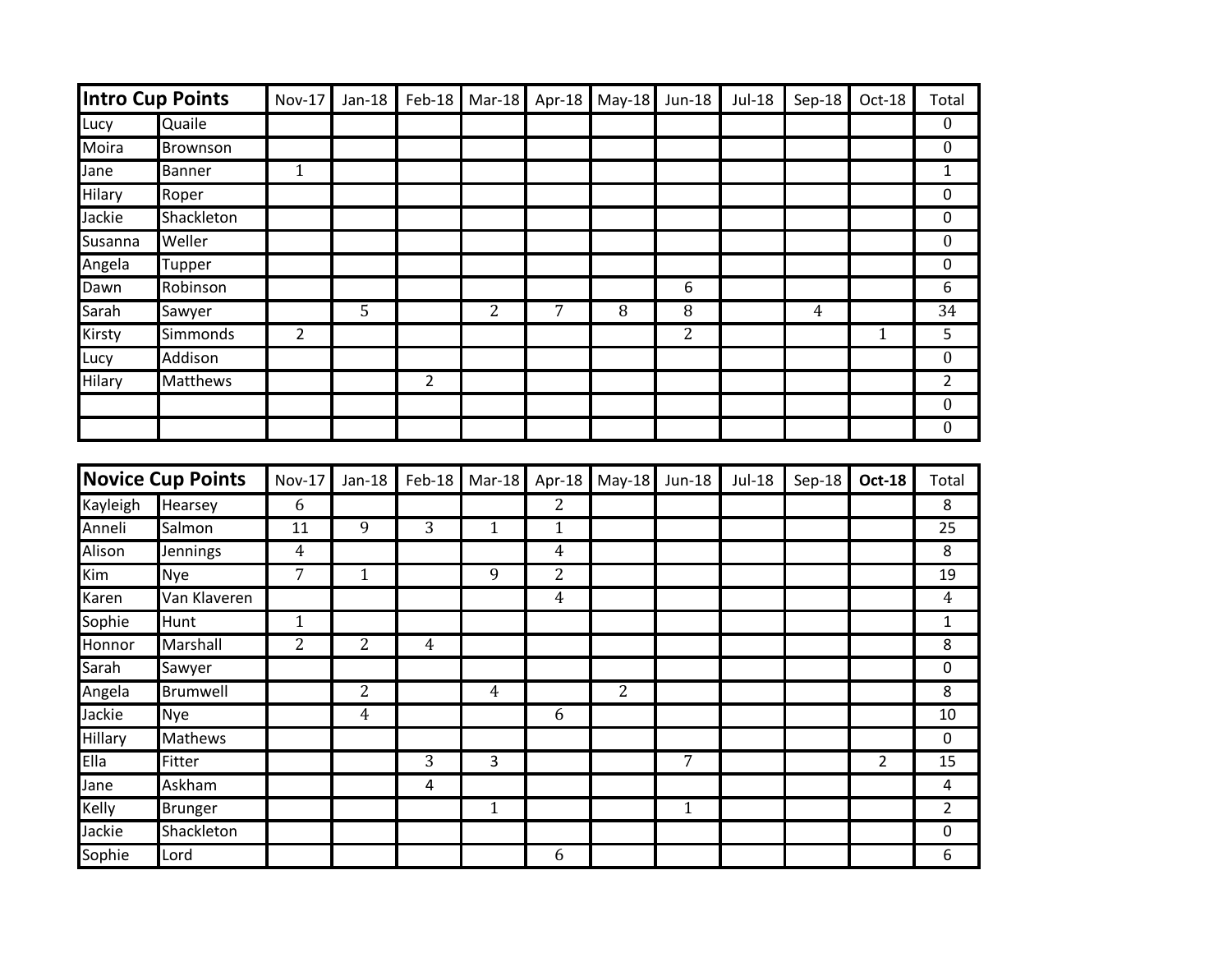| Intro Cup Points | | Nov-17 | Jan-18 | Feb-18 | Mar-18 | Apr-18 | May-18 | Jun-18 | Jul-18 | Sep-18 | Oct-18 | Total |
|---|---|---|---|---|---|---|---|---|---|---|---|---|
| Lucy | Quaile | | | | | | | | | | | 0 |
| Moira | Brownson | | | | | | | | | | | 0 |
| Jane | Banner | 1 | | | | | | | | | | 1 |
| Hilary | Roper | | | | | | | | | | | 0 |
| Jackie | Shackleton | | | | | | | | | | | 0 |
| Susanna | Weller | | | | | | | | | | | 0 |
| Angela | Tupper | | | | | | | | | | | 0 |
| Dawn | Robinson | | | | | | | 6 | | | | 6 |
| Sarah | Sawyer | | 5 | | 2 | 7 | 8 | 8 | | 4 | | 34 |
| Kirsty | Simmonds | 2 | | | | | | 2 | | | 1 | 5 |
| Lucy | Addison | | | | | | | | | | | 0 |
| Hilary | Matthews | | | 2 | | | | | | | | 2 |
| | | | | | | | | | | | | 0 |
| | | | | | | | | | | | | 0 |

| Novice Cup Points | | Nov-17 | Jan-18 | Feb-18 | Mar-18 | Apr-18 | May-18 | Jun-18 | Jul-18 | Sep-18 | **Oct-18** | Total |
|---|---|---|---|---|---|---|---|---|---|---|---|---|
| Kayleigh | Hearsey | 6 | | | | 2 | | | | | | 8 |
| Anneli | Salmon | 11 | 9 | 3 | 1 | 1 | | | | | | 25 |
| Alison | Jennings | 4 | | | | 4 | | | | | | 8 |
| Kim | Nye | 7 | 1 | | 9 | 2 | | | | | | 19 |
| Karen | Van Klaveren | | | | | 4 | | | | | | 4 |
| Sophie | Hunt | 1 | | | | | | | | | | 1 |
| Honnor | Marshall | 2 | 2 | 4 | | | | | | | | 8 |
| Sarah | Sawyer | | | | | | | | | | | 0 |
| Angela | Brumwell | | 2 | | 4 | | 2 | | | | | 8 |
| Jackie | Nye | | 4 | | | 6 | | | | | | 10 |
| Hillary | Mathews | | | | | | | | | | | 0 |
| Ella | Fitter | | | 3 | 3 | | | 7 | | | 2 | 15 |
| Jane | Askham | | | 4 | | | | | | | | 4 |
| Kelly | Brunger | | | | 1 | | | 1 | | | | 2 |
| Jackie | Shackleton | | | | | | | | | | | 0 |
| Sophie | Lord | | | | | 6 | | | | | | 6 |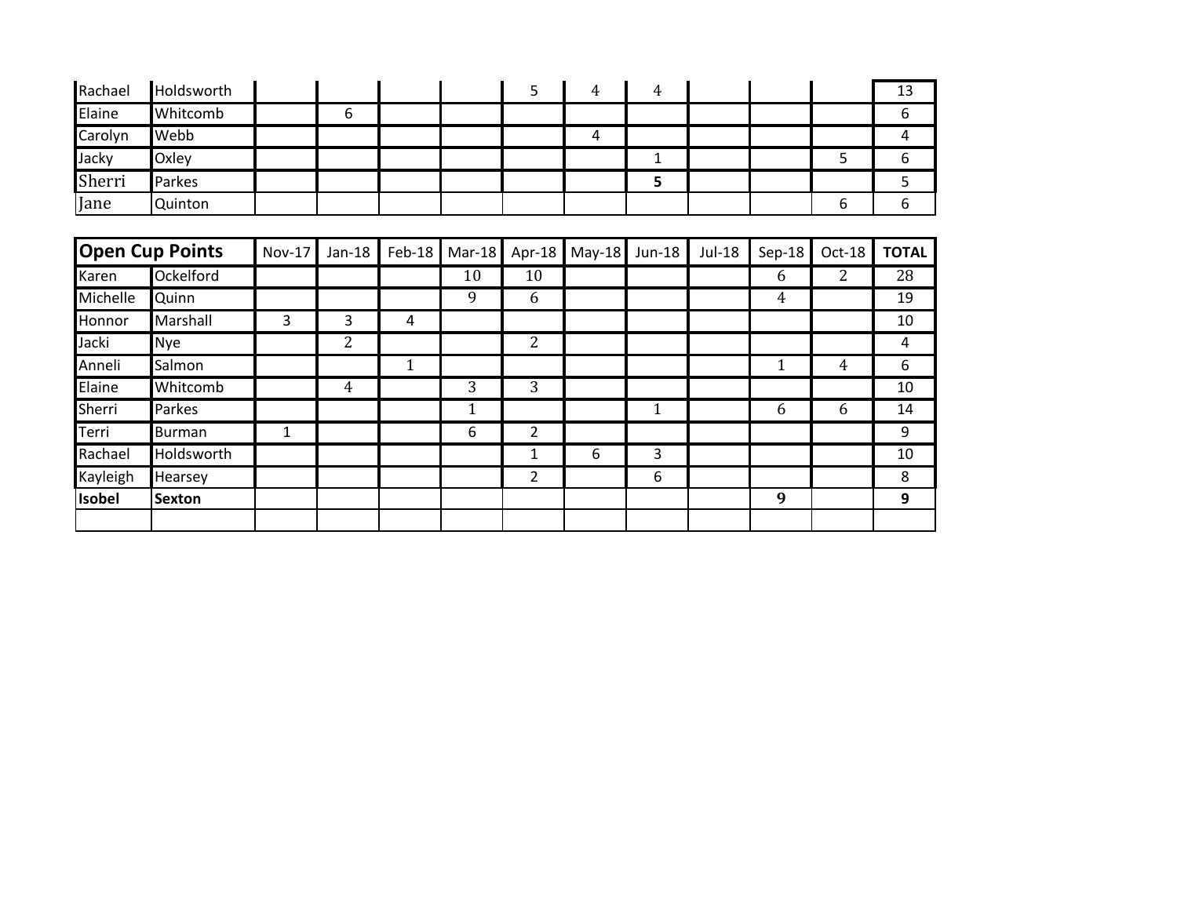| | | | | | | | | | | | | |
|---|---|---|---|---|---|---|---|---|---|---|---|---|
| Rachael | Holdsworth | | | | | 5 | 4 | 4 | | | | 13 |
| Elaine | Whitcomb | | 6 | | | | | | | | | 6 |
| Carolyn | Webb | | | | | | 4 | | | | | 4 |
| Jacky | Oxley | | | | | | | 1 | | | 5 | 6 |
| Sherri | Parkes | | | | | | | **5** | | | | 5 |
| Jane | Quinton | | | | | | | | | | 6 | 6 |

| **Open Cup Points** | | Nov-17 | Jan-18 | Feb-18 | Mar-18 | Apr-18 | May-18 | Jun-18 | Jul-18 | Sep-18 | Oct-18 | **TOTAL** |
|---|---|---|---|---|---|---|---|---|---|---|---|---|
| Karen | Ockelford | | | | 10 | 10 | | | | 6 | 2 | 28 |
| Michelle | Quinn | | | | 9 | 6 | | | | 4 | | 19 |
| Honnor | Marshall | 3 | 3 | 4 | | | | | | | | 10 |
| Jacki | Nye | | 2 | | | 2 | | | | | | 4 |
| Anneli | Salmon | | | 1 | | | | | | 1 | 4 | 6 |
| Elaine | Whitcomb | | 4 | | 3 | 3 | | | | | | 10 |
| Sherri | Parkes | | | | 1 | | | 1 | | 6 | 6 | 14 |
| Terri | Burman | 1 | | | 6 | 2 | | | | | | 9 |
| Rachael | Holdsworth | | | | | 1 | 6 | 3 | | | | 10 |
| Kayleigh | Hearsey | | | | | 2 | | 6 | | | | 8 |
| **Isobel** | **Sexton** | | | | | | | | | **9** | | **9** |
| | | | | | | | | | | | | |